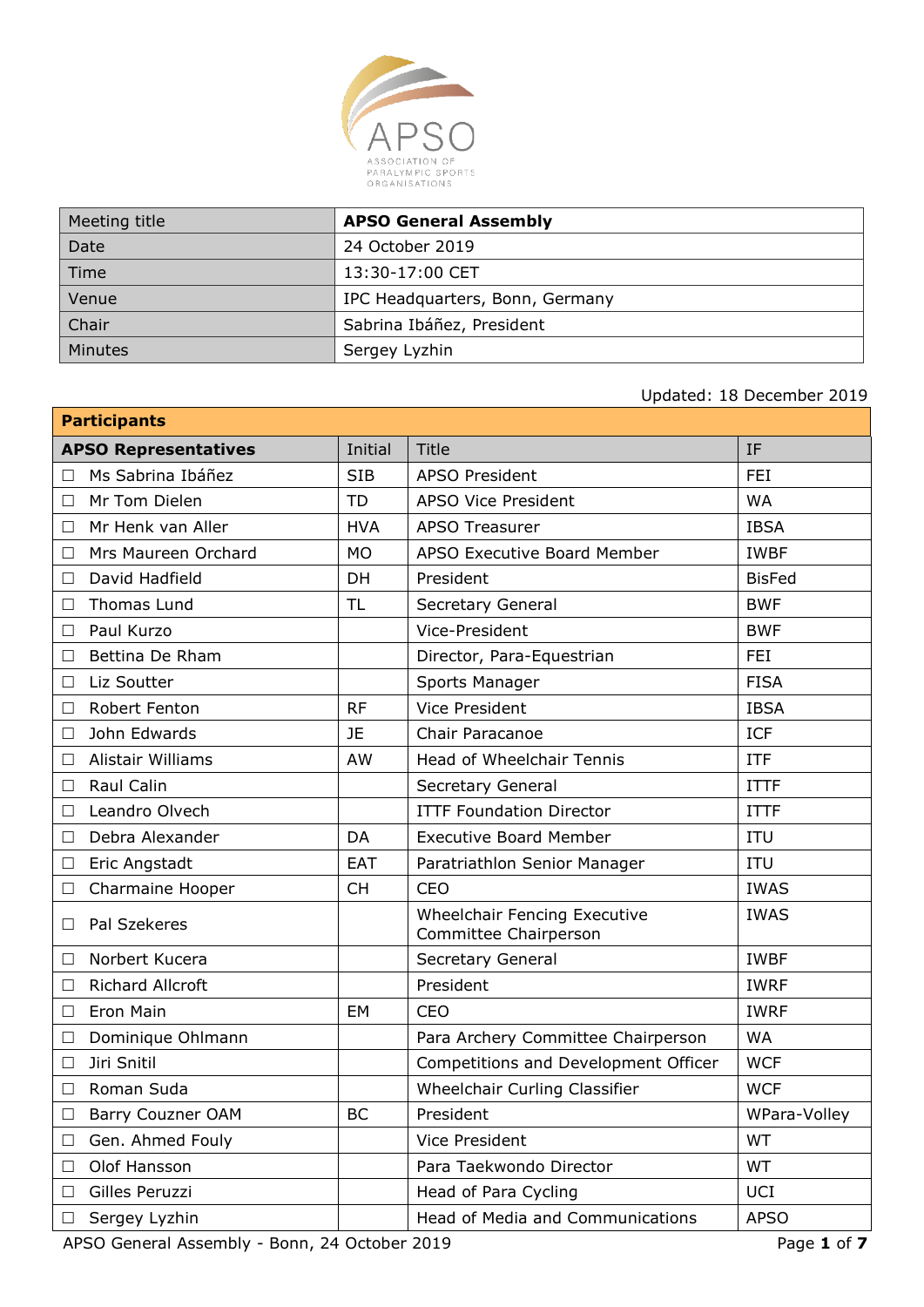| Meeting title | **APSO General Assembly** |
|---|---|
| Date | 24 October 2019 |
| Time | 13:30-17:00 CET |
| Venue | IPC Headquarters, Bonn, Germany |
| Chair | Sabrina Ibáñez, President |
| Minutes | Sergey Lyzhin |

Updated: 18 December 2019

| **Participants** | | | |
|---|---|---|---|
| **APSO Representatives** | Initial | Title | IF |
| ☐ Ms Sabrina Ibáñez | SIB | APSO President | FEI |
| ☐ Mr Tom Dielen | TD | APSO Vice President | WA |
| ☐ Mr Henk van Aller | HVA | APSO Treasurer | IBSA |
| ☐ Mrs Maureen Orchard | MO | APSO Executive Board Member | IWBF |
| ☐ David Hadfield | DH | President | BisFed |
| ☐ Thomas Lund | TL | Secretary General | BWF |
| ☐ Paul Kurzo | | Vice-President | BWF |
| ☐ Bettina De Rham | | Director, Para-Equestrian | FEI |
| ☐ Liz Soutter | | Sports Manager | FISA |
| ☐ Robert Fenton | RF | Vice President | IBSA |
| ☐ John Edwards | JE | Chair Paracanoe | ICF |
| ☐ Alistair Williams | AW | Head of Wheelchair Tennis | ITF |
| ☐ Raul Calin | | Secretary General | ITTF |
| ☐ Leandro Olvech | | ITTF Foundation Director | ITTF |
| ☐ Debra Alexander | DA | Executive Board Member | ITU |
| ☐ Eric Angstadt | EAT | Paratriathlon Senior Manager | ITU |
| ☐ Charmaine Hooper | CH | CEO | IWAS |
| ☐ Pal Szekeres | | Wheelchair Fencing Executive Committee Chairperson | IWAS |
| ☐ Norbert Kucera | | Secretary General | IWBF |
| ☐ Richard Allcroft | | President | IWRF |
| ☐ Eron Main | EM | CEO | IWRF |
| ☐ Dominique Ohlmann | | Para Archery Committee Chairperson | WA |
| ☐ Jiri Snitil | | Competitions and Development Officer | WCF |
| ☐ Roman Suda | | Wheelchair Curling Classifier | WCF |
| ☐ Barry Couzner OAM | BC | President | WPara-Volley |
| ☐ Gen. Ahmed Fouly | | Vice President | WT |
| ☐ Olof Hansson | | Para Taekwondo Director | WT |
| ☐ Gilles Peruzzi | | Head of Para Cycling | UCI |
| ☐ Sergey Lyzhin | | Head of Media and Communications | APSO |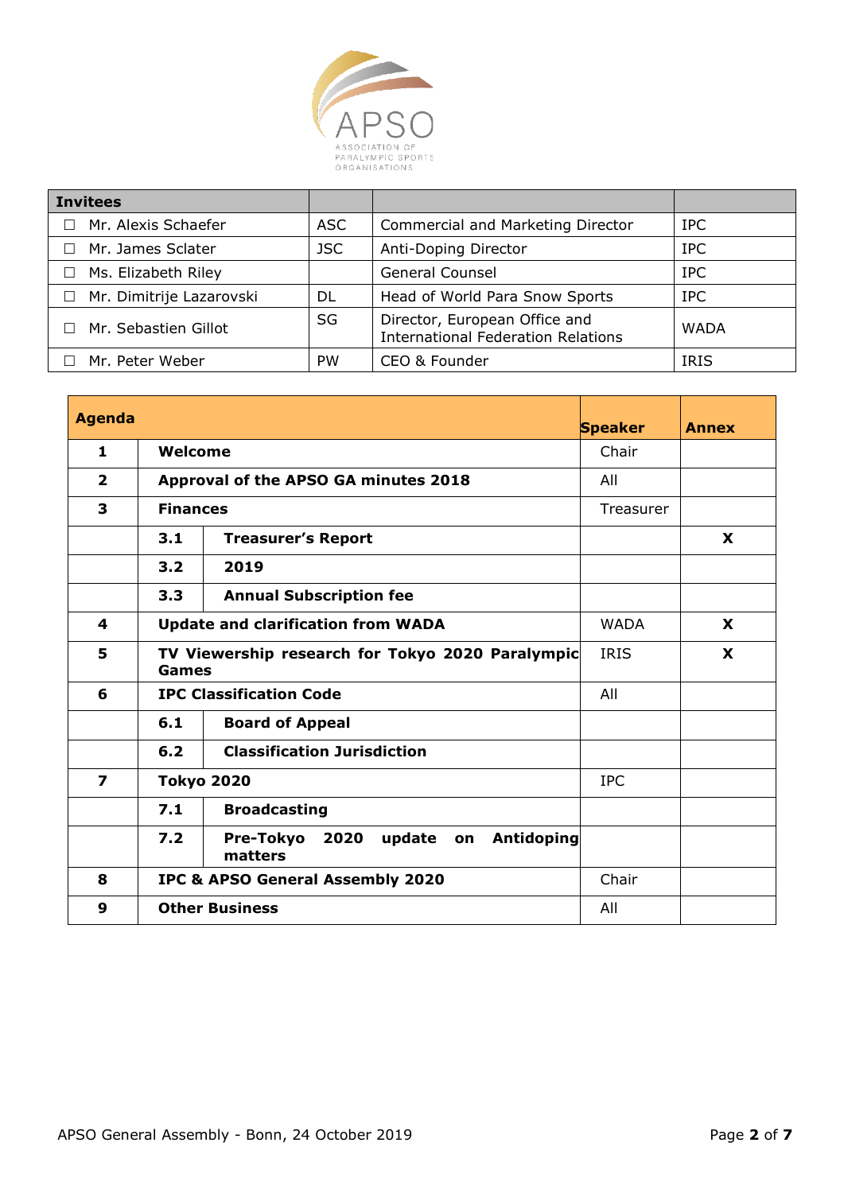| Invitees | | | |
|---|---|---|---|
| ☐ Mr. Alexis Schaefer | ASC | Commercial and Marketing Director | IPC |
| ☐ Mr. James Sclater | JSC | Anti-Doping Director | IPC |
| ☐ Ms. Elizabeth Riley | | General Counsel | IPC |
| ☐ Mr. Dimitrije Lazarovski | DL | Head of World Para Snow Sports | IPC |
| ☐ Mr. Sebastien Gillot | SG | Director, European Office and International Federation Relations | WADA |
| ☐ Mr. Peter Weber | PW | CEO & Founder | IRIS |

| **Agenda** | | | **Speaker** | **Annex** |
|---|---|---|---|---|
| **1** | **Welcome** | | Chair | |
| **2** | **Approval of the APSO GA minutes 2018** | | All | |
| **3** | **Finances** | | Treasurer | |
| | **3.1** | **Treasurer's Report** | | **X** |
| | **3.2** | **2019** | | |
| | **3.3** | **Annual Subscription fee** | | |
| **4** | **Update and clarification from WADA** | | WADA | **X** |
| **5** | **TV Viewership research for Tokyo 2020 Paralympic Games** | | IRIS | **X** |
| **6** | **IPC Classification Code** | | All | |
| | **6.1** | **Board of Appeal** | | |
| | **6.2** | **Classification Jurisdiction** | | |
| **7** | **Tokyo 2020** | | IPC | |
| | **7.1** | **Broadcasting** | | |
| | **7.2** | **Pre-Tokyo 2020 update on Antidoping matters** | | |
| **8** | **IPC & APSO General Assembly 2020** | | Chair | |
| **9** | **Other Business** | | All | |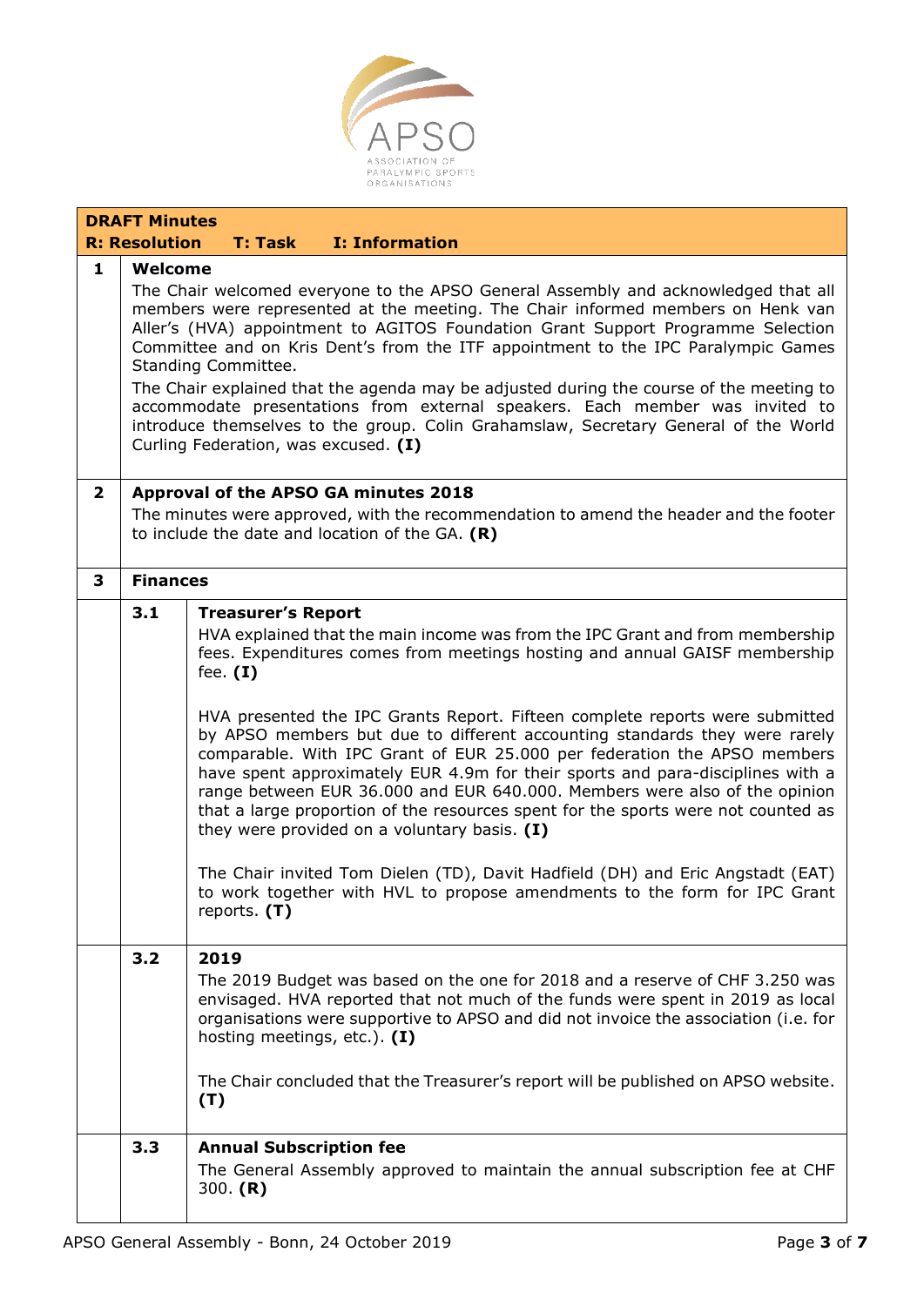| **DRAFT Minutes**<br>**R: Resolution T: Task I: Information** | | |
|---|---|---|
| **1** | **Welcome**<br>The Chair welcomed everyone to the APSO General Assembly and acknowledged that all members were represented at the meeting. The Chair informed members on Henk van Aller's (HVA) appointment to AGITOS Foundation Grant Support Programme Selection Committee and on Kris Dent's from the ITF appointment to the IPC Paralympic Games Standing Committee.<br>The Chair explained that the agenda may be adjusted during the course of the meeting to accommodate presentations from external speakers. Each member was invited to introduce themselves to the group. Colin Grahamslaw, Secretary General of the World Curling Federation, was excused. **(I)** | |
| **2** | **Approval of the APSO GA minutes 2018**<br>The minutes were approved, with the recommendation to amend the header and the footer to include the date and location of the GA. **(R)** | |
| **3** | **Finances** | |
| | **3.1** | **Treasurer's Report**<br>HVA explained that the main income was from the IPC Grant and from membership fees. Expenditures comes from meetings hosting and annual GAISF membership fee. **(I)**<br><br>HVA presented the IPC Grants Report. Fifteen complete reports were submitted by APSO members but due to different accounting standards they were rarely comparable. With IPC Grant of EUR 25.000 per federation the APSO members have spent approximately EUR 4.9m for their sports and para-disciplines with a range between EUR 36.000 and EUR 640.000. Members were also of the opinion that a large proportion of the resources spent for the sports were not counted as they were provided on a voluntary basis. **(I)**<br><br>The Chair invited Tom Dielen (TD), Davit Hadfield (DH) and Eric Angstadt (EAT) to work together with HVL to propose amendments to the form for IPC Grant reports. **(T)** |
| | **3.2** | **2019**<br>The 2019 Budget was based on the one for 2018 and a reserve of CHF 3.250 was envisaged. HVA reported that not much of the funds were spent in 2019 as local organisations were supportive to APSO and did not invoice the association (i.e. for hosting meetings, etc.). **(I)**<br><br>The Chair concluded that the Treasurer's report will be published on APSO website. **(T)** |
| | **3.3** | **Annual Subscription fee**<br>The General Assembly approved to maintain the annual subscription fee at CHF 300. **(R)** |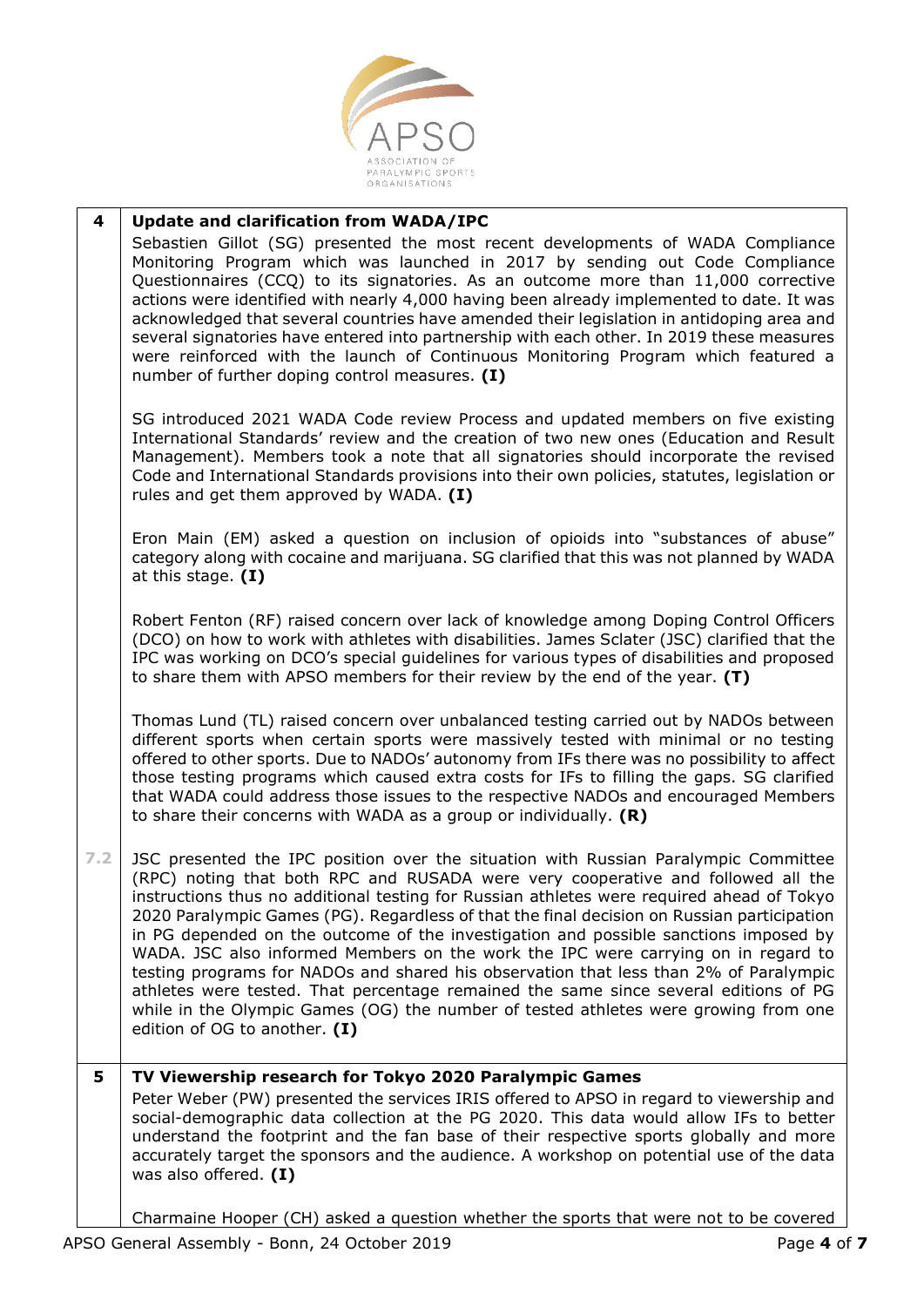| | |
|---|---|
| **4** | **Update and clarification from WADA/IPC**<br>Sebastien Gillot (SG) presented the most recent developments of WADA Compliance Monitoring Program which was launched in 2017 by sending out Code Compliance Questionnaires (CCQ) to its signatories. As an outcome more than 11,000 corrective actions were identified with nearly 4,000 having been already implemented to date. It was acknowledged that several countries have amended their legislation in antidoping area and several signatories have entered into partnership with each other. In 2019 these measures were reinforced with the launch of Continuous Monitoring Program which featured a number of further doping control measures. **(I)**<br><br>SG introduced 2021 WADA Code review Process and updated members on five existing International Standards' review and the creation of two new ones (Education and Result Management). Members took a note that all signatories should incorporate the revised Code and International Standards provisions into their own policies, statutes, legislation or rules and get them approved by WADA. **(I)**<br><br>Eron Main (EM) asked a question on inclusion of opioids into "substances of abuse" category along with cocaine and marijuana. SG clarified that this was not planned by WADA at this stage. **(I)**<br><br>Robert Fenton (RF) raised concern over lack of knowledge among Doping Control Officers (DCO) on how to work with athletes with disabilities. James Sclater (JSC) clarified that the IPC was working on DCO's special guidelines for various types of disabilities and proposed to share them with APSO members for their review by the end of the year. **(T)**<br><br>Thomas Lund (TL) raised concern over unbalanced testing carried out by NADOs between different sports when certain sports were massively tested with minimal or no testing offered to other sports. Due to NADOs' autonomy from IFs there was no possibility to affect those testing programs which caused extra costs for IFs to filling the gaps. SG clarified that WADA could address those issues to the respective NADOs and encouraged Members to share their concerns with WADA as a group or individually. **(R)** |
| 7.2 | JSC presented the IPC position over the situation with Russian Paralympic Committee (RPC) noting that both RPC and RUSADA were very cooperative and followed all the instructions thus no additional testing for Russian athletes were required ahead of Tokyo 2020 Paralympic Games (PG). Regardless of that the final decision on Russian participation in PG depended on the outcome of the investigation and possible sanctions imposed by WADA. JSC also informed Members on the work the IPC were carrying on in regard to testing programs for NADOs and shared his observation that less than 2% of Paralympic athletes were tested. That percentage remained the same since several editions of PG while in the Olympic Games (OG) the number of tested athletes were growing from one edition of OG to another. **(I)** |
| **5** | **TV Viewership research for Tokyo 2020 Paralympic Games**<br>Peter Weber (PW) presented the services IRIS offered to APSO in regard to viewership and social-demographic data collection at the PG 2020. This data would allow IFs to better understand the footprint and the fan base of their respective sports globally and more accurately target the sponsors and the audience. A workshop on potential use of the data was also offered. **(I)**<br><br>Charmaine Hooper (CH) asked a question whether the sports that were not to be covered |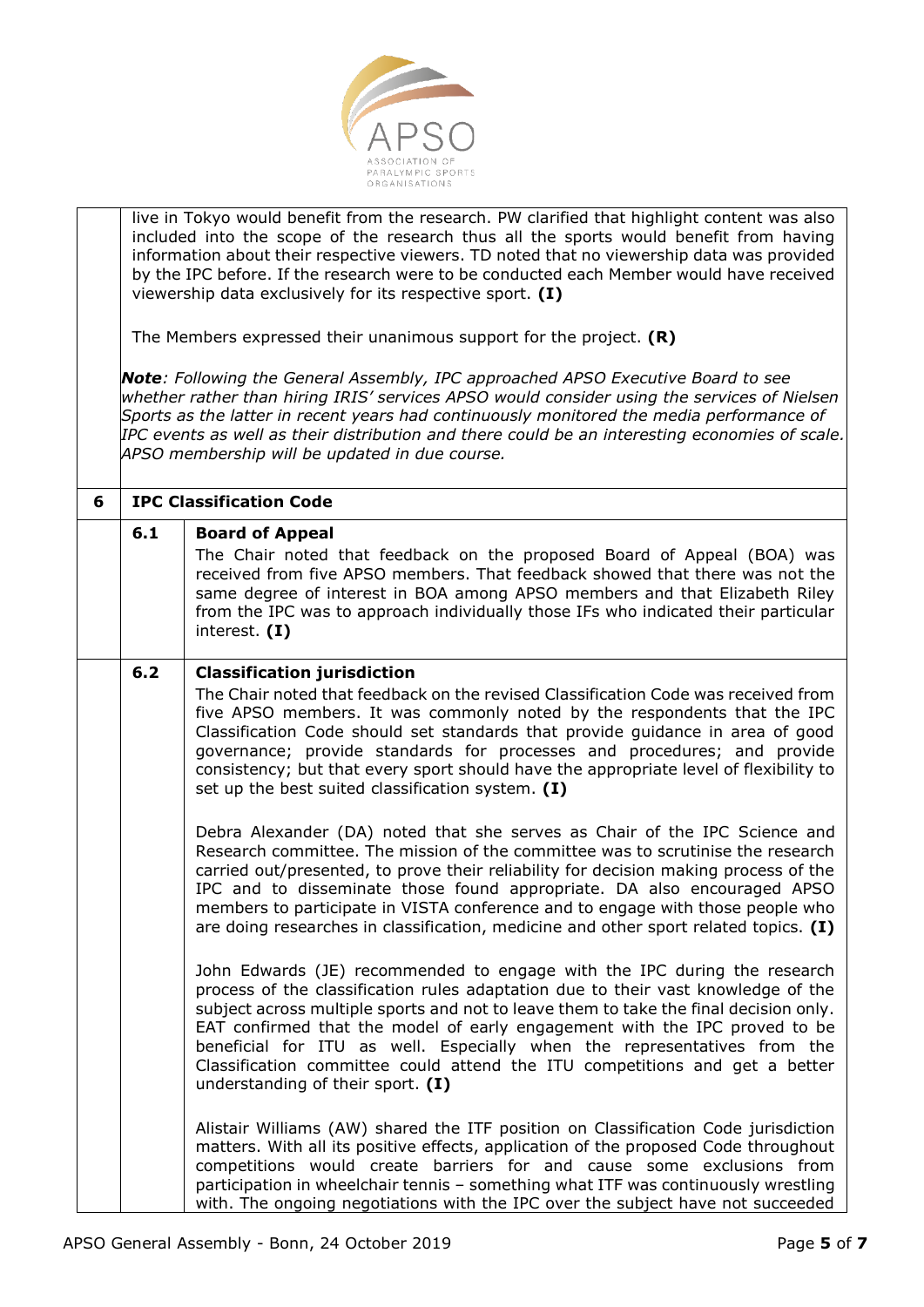live in Tokyo would benefit from the research. PW clarified that highlight content was also included into the scope of the research thus all the sports would benefit from having information about their respective viewers. TD noted that no viewership data was provided by the IPC before. If the research were to be conducted each Member would have received viewership data exclusively for its respective sport. **(I)**

The Members expressed their unanimous support for the project. **(R)**

***Note****: Following the General Assembly, IPC approached APSO Executive Board to see whether rather than hiring IRIS' services APSO would consider using the services of Nielsen Sports as the latter in recent years had continuously monitored the media performance of IPC events as well as their distribution and there could be an interesting economies of scale. APSO membership will be updated in due course.*

## 6 IPC Classification Code

### 6.1 Board of Appeal

The Chair noted that feedback on the proposed Board of Appeal (BOA) was received from five APSO members. That feedback showed that there was not the same degree of interest in BOA among APSO members and that Elizabeth Riley from the IPC was to approach individually those IFs who indicated their particular interest. **(I)**

### 6.2 Classification jurisdiction

The Chair noted that feedback on the revised Classification Code was received from five APSO members. It was commonly noted by the respondents that the IPC Classification Code should set standards that provide guidance in area of good governance; provide standards for processes and procedures; and provide consistency; but that every sport should have the appropriate level of flexibility to set up the best suited classification system. **(I)**

Debra Alexander (DA) noted that she serves as Chair of the IPC Science and Research committee. The mission of the committee was to scrutinise the research carried out/presented, to prove their reliability for decision making process of the IPC and to disseminate those found appropriate. DA also encouraged APSO members to participate in VISTA conference and to engage with those people who are doing researches in classification, medicine and other sport related topics. **(I)**

John Edwards (JE) recommended to engage with the IPC during the research process of the classification rules adaptation due to their vast knowledge of the subject across multiple sports and not to leave them to take the final decision only. EAT confirmed that the model of early engagement with the IPC proved to be beneficial for ITU as well. Especially when the representatives from the Classification committee could attend the ITU competitions and get a better understanding of their sport. **(I)**

Alistair Williams (AW) shared the ITF position on Classification Code jurisdiction matters. With all its positive effects, application of the proposed Code throughout competitions would create barriers for and cause some exclusions from participation in wheelchair tennis – something what ITF was continuously wrestling with. The ongoing negotiations with the IPC over the subject have not succeeded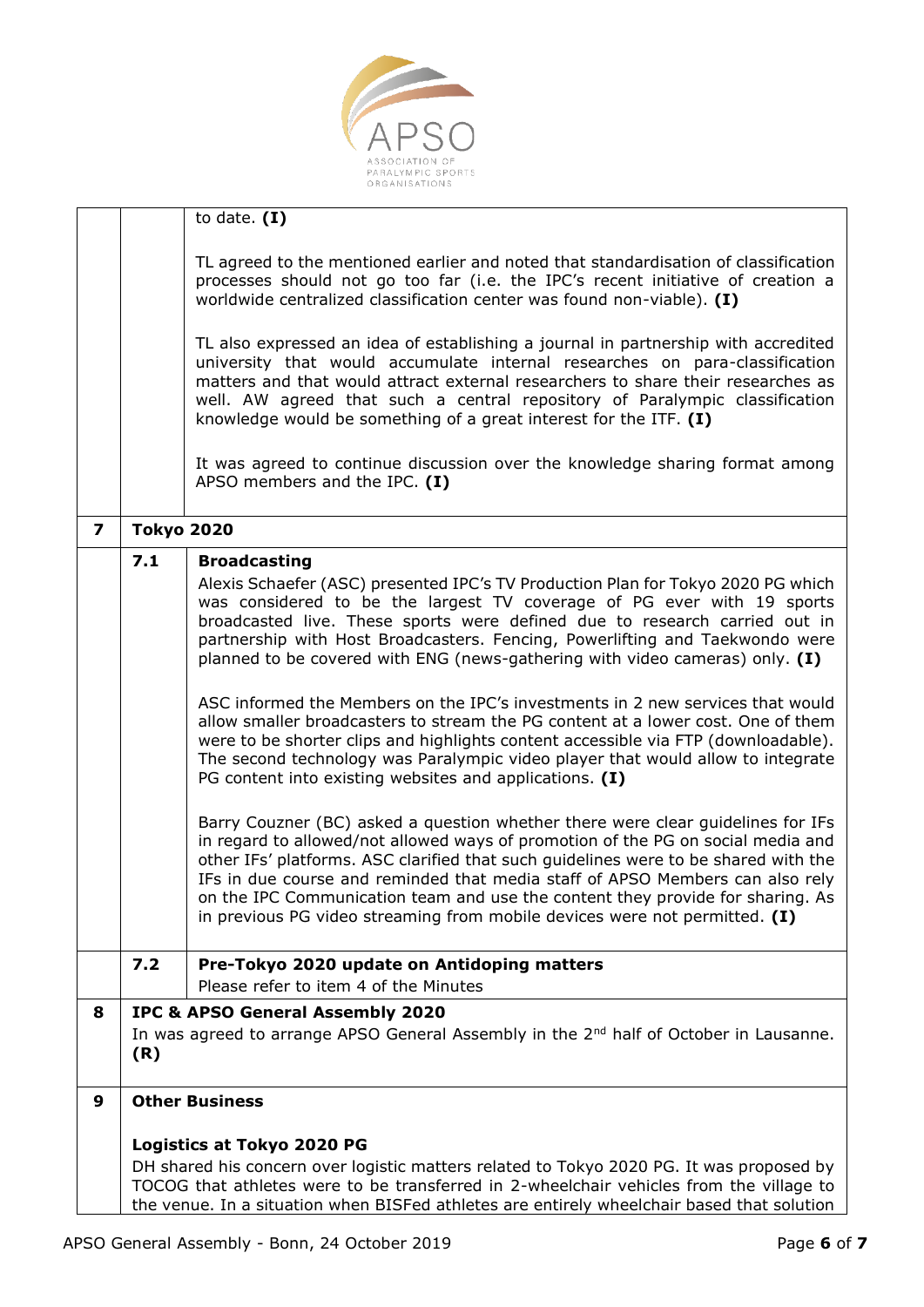| | | |
|---|---|---|
| | | to date. **(I)**<br><br>TL agreed to the mentioned earlier and noted that standardisation of classification processes should not go too far (i.e. the IPC's recent initiative of creation a worldwide centralized classification center was found non-viable). **(I)**<br><br>TL also expressed an idea of establishing a journal in partnership with accredited university that would accumulate internal researches on para-classification matters and that would attract external researchers to share their researches as well. AW agreed that such a central repository of Paralympic classification knowledge would be something of a great interest for the ITF. **(I)**<br><br>It was agreed to continue discussion over the knowledge sharing format among APSO members and the IPC. **(I)** |
| **7** | **Tokyo 2020** | |
| | **7.1** | **Broadcasting**<br>Alexis Schaefer (ASC) presented IPC's TV Production Plan for Tokyo 2020 PG which was considered to be the largest TV coverage of PG ever with 19 sports broadcasted live. These sports were defined due to research carried out in partnership with Host Broadcasters. Fencing, Powerlifting and Taekwondo were planned to be covered with ENG (news-gathering with video cameras) only. **(I)**<br><br>ASC informed the Members on the IPC's investments in 2 new services that would allow smaller broadcasters to stream the PG content at a lower cost. One of them were to be shorter clips and highlights content accessible via FTP (downloadable). The second technology was Paralympic video player that would allow to integrate PG content into existing websites and applications. **(I)**<br><br>Barry Couzner (BC) asked a question whether there were clear guidelines for IFs in regard to allowed/not allowed ways of promotion of the PG on social media and other IFs' platforms. ASC clarified that such guidelines were to be shared with the IFs in due course and reminded that media staff of APSO Members can also rely on the IPC Communication team and use the content they provide for sharing. As in previous PG video streaming from mobile devices were not permitted. **(I)** |
| | **7.2** | **Pre-Tokyo 2020 update on Antidoping matters**<br>Please refer to item 4 of the Minutes |
| **8** | **IPC & APSO General Assembly 2020**<br>In was agreed to arrange APSO General Assembly in the 2nd half of October in Lausanne. **(R)** | |
| **9** | **Other Business**<br><br>**Logistics at Tokyo 2020 PG**<br>DH shared his concern over logistic matters related to Tokyo 2020 PG. It was proposed by TOCOG that athletes were to be transferred in 2-wheelchair vehicles from the village to the venue. In a situation when BISFed athletes are entirely wheelchair based that solution | |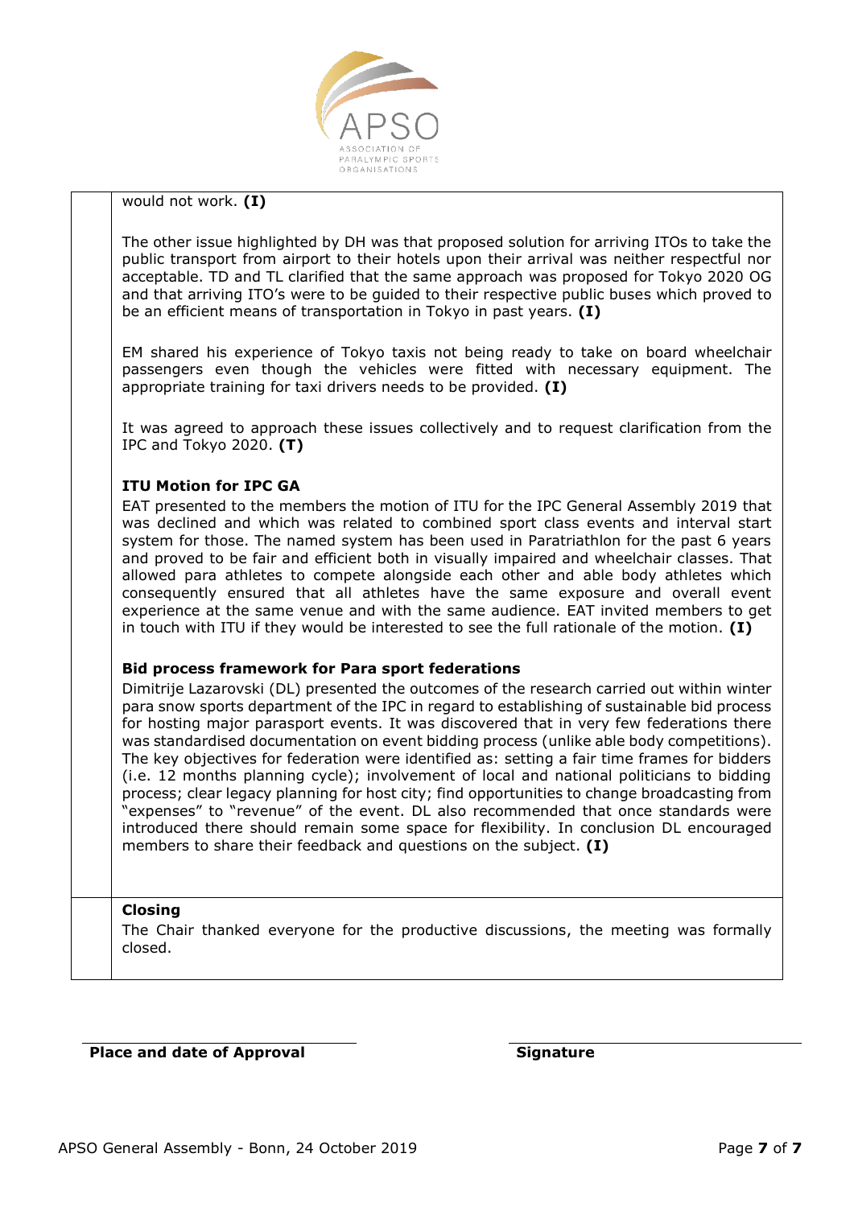would not work. **(I)**

The other issue highlighted by DH was that proposed solution for arriving ITOs to take the public transport from airport to their hotels upon their arrival was neither respectful nor acceptable. TD and TL clarified that the same approach was proposed for Tokyo 2020 OG and that arriving ITO's were to be guided to their respective public buses which proved to be an efficient means of transportation in Tokyo in past years. **(I)**

EM shared his experience of Tokyo taxis not being ready to take on board wheelchair passengers even though the vehicles were fitted with necessary equipment. The appropriate training for taxi drivers needs to be provided. **(I)**

It was agreed to approach these issues collectively and to request clarification from the IPC and Tokyo 2020. **(T)**

**ITU Motion for IPC GA**

EAT presented to the members the motion of ITU for the IPC General Assembly 2019 that was declined and which was related to combined sport class events and interval start system for those. The named system has been used in Paratriathlon for the past 6 years and proved to be fair and efficient both in visually impaired and wheelchair classes. That allowed para athletes to compete alongside each other and able body athletes which consequently ensured that all athletes have the same exposure and overall event experience at the same venue and with the same audience. EAT invited members to get in touch with ITU if they would be interested to see the full rationale of the motion. **(I)**

**Bid process framework for Para sport federations**

Dimitrije Lazarovski (DL) presented the outcomes of the research carried out within winter para snow sports department of the IPC in regard to establishing of sustainable bid process for hosting major parasport events. It was discovered that in very few federations there was standardised documentation on event bidding process (unlike able body competitions). The key objectives for federation were identified as: setting a fair time frames for bidders (i.e. 12 months planning cycle); involvement of local and national politicians to bidding process; clear legacy planning for host city; find opportunities to change broadcasting from "expenses" to "revenue" of the event. DL also recommended that once standards were introduced there should remain some space for flexibility. In conclusion DL encouraged members to share their feedback and questions on the subject. **(I)**

**Closing**

The Chair thanked everyone for the productive discussions, the meeting was formally closed.

**Place and date of Approval** **Signature**